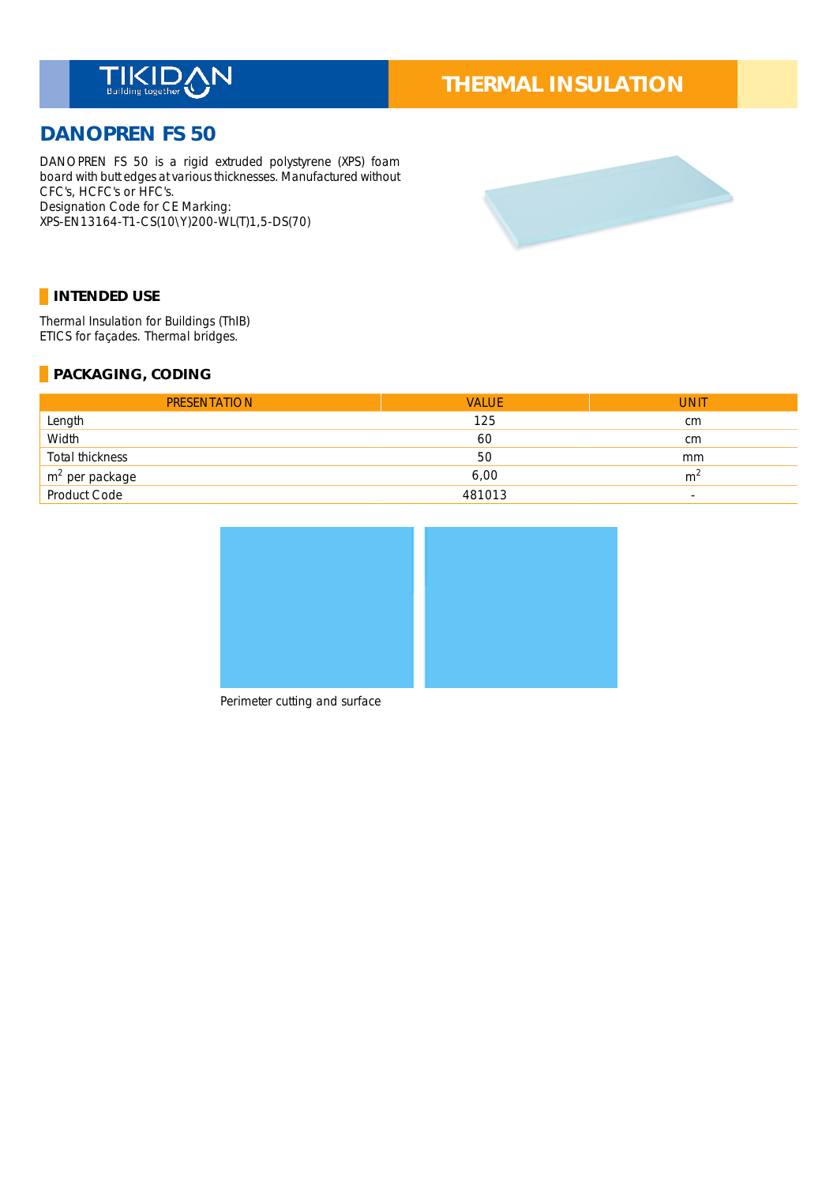TIKIDAN Building together

# THERMAL INSULATION

## DANOPREN FS 50

DANOPREN FS 50 is a rigid extruded polystyrene (XPS) foam board with butt edges at various thicknesses. Manufactured without CFC's, HCFC's or HFC's.
Designation Code for CE Marking:
XPS-EN13164-T1-CS(10\Y)200-WL(T)1,5-DS(70)

### INTENDED USE

Thermal Insulation for Buildings (ThIB)
ETICS for façades. Thermal bridges.

### PACKAGING, CODING

| PRESENTATION | VALUE | UNIT |
|---|---|---|
| Length | 125 | cm |
| Width | 60 | cm |
| Total thickness | 50 | mm |
| $m^2$ per package | 6,00 | $m^2$ |
| Product Code | 481013 | - |

Perimeter cutting and surface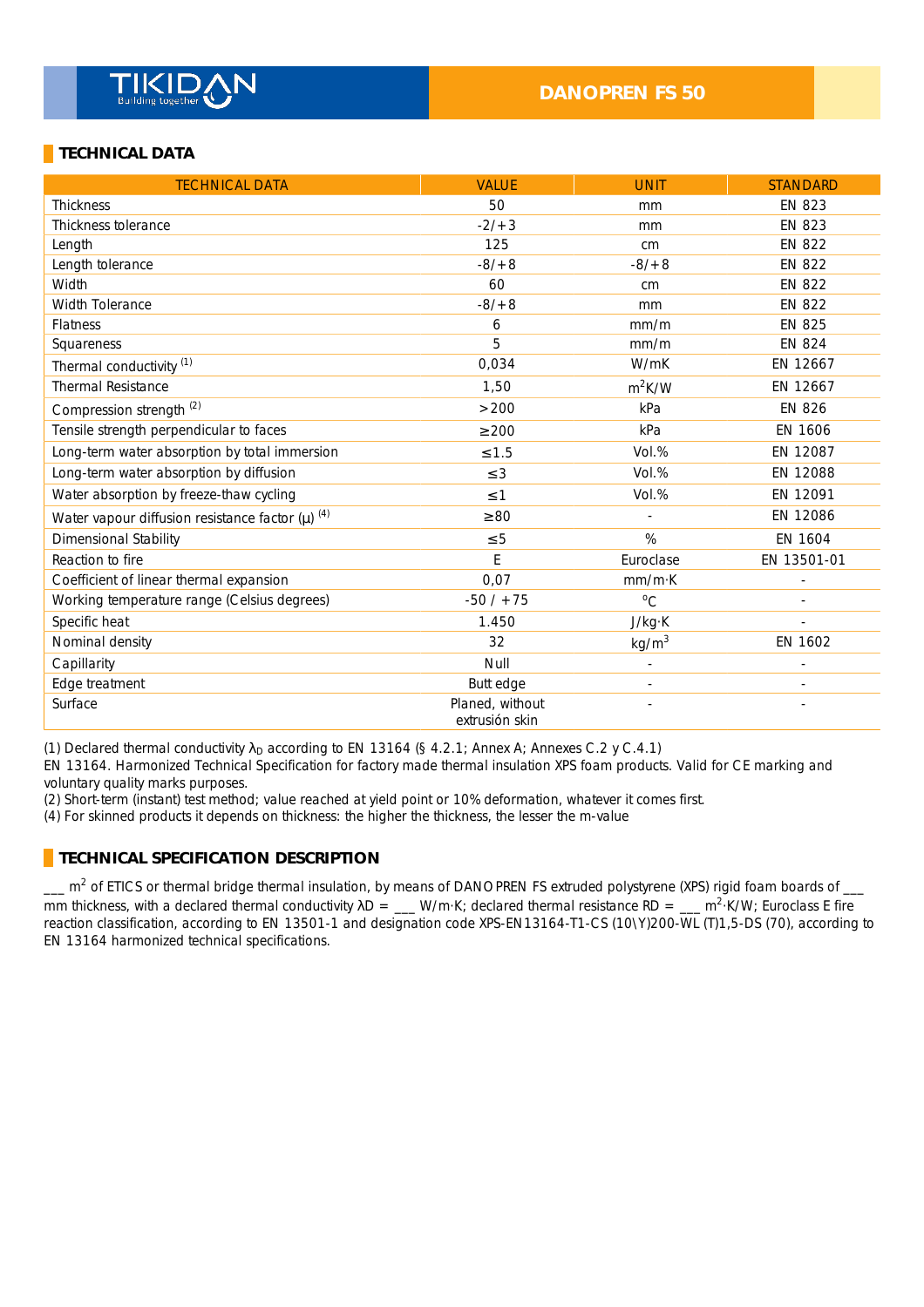TIKIDAN Building together

DANOPREN FS 50

## TECHNICAL DATA

| TECHNICAL DATA | VALUE | UNIT | STANDARD |
|---|---|---|---|
| Thickness | 50 | mm | EN 823 |
| Thickness tolerance | -2/+3 | mm | EN 823 |
| Length | 125 | cm | EN 822 |
| Length tolerance | -8/+8 | -8/+8 | EN 822 |
| Width | 60 | cm | EN 822 |
| Width Tolerance | -8/+8 | mm | EN 822 |
| Flatness | 6 | mm/m | EN 825 |
| Squareness | 5 | mm/m | EN 824 |
| Thermal conductivity (1) | 0,034 | W/mK | EN 12667 |
| Thermal Resistance | 1,50 | $m^2$K/W | EN 12667 |
| Compression strength (2) | >200 | kPa | EN 826 |
| Tensile strength perpendicular to faces | ≥200 | kPa | EN 1606 |
| Long-term water absorption by total immersion | ≤1.5 | Vol.% | EN 12087 |
| Long-term water absorption by diffusion | ≤3 | Vol.% | EN 12088 |
| Water absorption by freeze-thaw cycling | ≤1 | Vol.% | EN 12091 |
| Water vapour diffusion resistance factor (μ) (4) | ≥80 | - | EN 12086 |
| Dimensional Stability | ≤5 | % | EN 1604 |
| Reaction to fire | E | Euroclase | EN 13501-01 |
| Coefficient of linear thermal expansion | 0,07 | mm/m·K | - |
| Working temperature range (Celsius degrees) | -50 / +75 | °C | - |
| Specific heat | 1.450 | J/kg·K | - |
| Nominal density | 32 | kg/$m^3$ | EN 1602 |
| Capillarity | Null | - | - |
| Edge treatment | Butt edge | - | - |
| Surface | Planed, without extrusión skin | - | - |

(1) Declared thermal conductivity $\lambda_D$ according to EN 13164 (§ 4.2.1; Annex A; Annexes C.2 y C.4.1)
EN 13164. Harmonized Technical Specification for factory made thermal insulation XPS foam products. Valid for CE marking and voluntary quality marks purposes.
(2) Short-term (instant) test method; value reached at yield point or 10% deformation, whatever it comes first.
(4) For skinned products it depends on thickness: the higher the thickness, the lesser the m-value

## TECHNICAL SPECIFICATION DESCRIPTION

___ $m^2$ of ETICS or thermal bridge thermal insulation, by means of DANOPREN FS extruded polystyrene (XPS) rigid foam boards of ___ mm thickness, with a declared thermal conductivity λD = ___ W/m·K; declared thermal resistance RD = ___ $m^2$·K/W; Euroclass E fire reaction classification, according to EN 13501-1 and designation code XPS-EN13164-T1-CS (10\Y)200-WL (T)1,5-DS (70), according to EN 13164 harmonized technical specifications.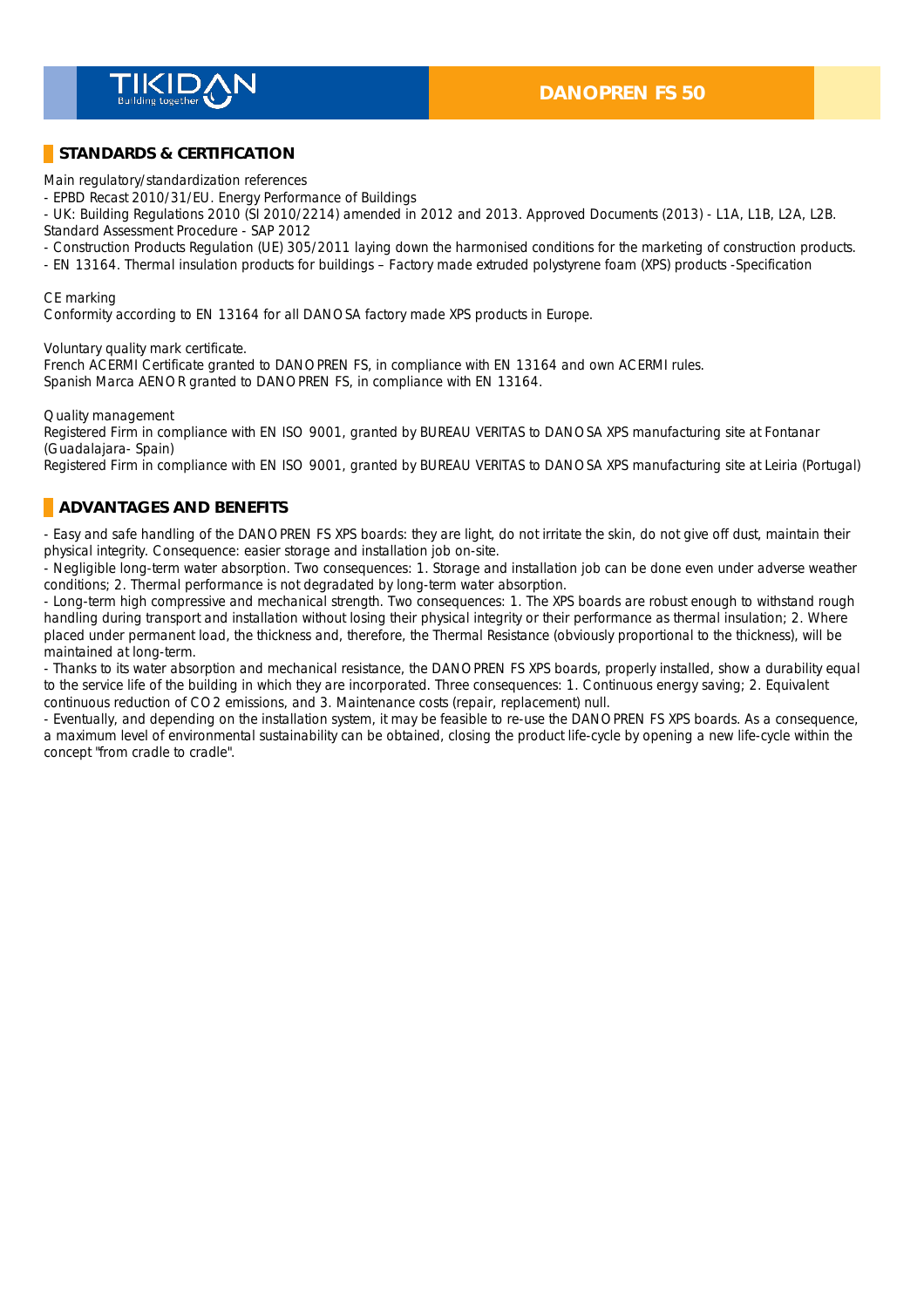## STANDARDS & CERTIFICATION

Main regulatory/standardization references

- EPBD Recast 2010/31/EU. Energy Performance of Buildings
- UK: Building Regulations 2010 (SI 2010/2214) amended in 2012 and 2013. Approved Documents (2013) - L1A, L1B, L2A, L2B. Standard Assessment Procedure - SAP 2012
- Construction Products Regulation (UE) 305/2011 laying down the harmonised conditions for the marketing of construction products.
- EN 13164. Thermal insulation products for buildings – Factory made extruded polystyrene foam (XPS) products -Specification

CE marking

Conformity according to EN 13164 for all DANOSA factory made XPS products in Europe.

Voluntary quality mark certificate.

French ACERMI Certificate granted to DANOPREN FS, in compliance with EN 13164 and own ACERMI rules.

Spanish Marca AENOR granted to DANOPREN FS, in compliance with EN 13164.

Quality management

Registered Firm in compliance with EN ISO 9001, granted by BUREAU VERITAS to DANOSA XPS manufacturing site at Fontanar (Guadalajara- Spain)

Registered Firm in compliance with EN ISO 9001, granted by BUREAU VERITAS to DANOSA XPS manufacturing site at Leiria (Portugal)

## ADVANTAGES AND BENEFITS

- Easy and safe handling of the DANOPREN FS XPS boards: they are light, do not irritate the skin, do not give off dust, maintain their physical integrity. Consequence: easier storage and installation job on-site.
- Negligible long-term water absorption. Two consequences: 1. Storage and installation job can be done even under adverse weather conditions; 2. Thermal performance is not degradated by long-term water absorption.
- Long-term high compressive and mechanical strength. Two consequences: 1. The XPS boards are robust enough to withstand rough handling during transport and installation without losing their physical integrity or their performance as thermal insulation; 2. Where placed under permanent load, the thickness and, therefore, the Thermal Resistance (obviously proportional to the thickness), will be maintained at long-term.
- Thanks to its water absorption and mechanical resistance, the DANOPREN FS XPS boards, properly installed, show a durability equal to the service life of the building in which they are incorporated. Three consequences: 1. Continuous energy saving; 2. Equivalent continuous reduction of $CO_2$ emissions, and 3. Maintenance costs (repair, replacement) null.
- Eventually, and depending on the installation system, it may be feasible to re-use the DANOPREN FS XPS boards. As a consequence, a maximum level of environmental sustainability can be obtained, closing the product life-cycle by opening a new life-cycle within the concept "from cradle to cradle".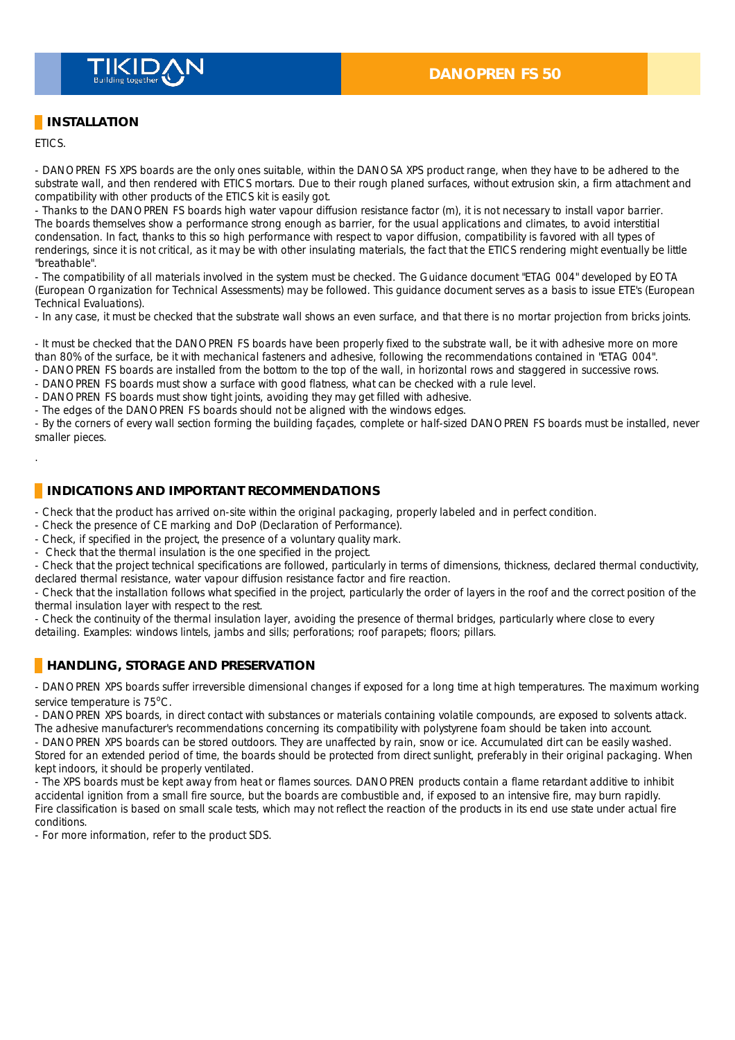## INSTALLATION

ETICS.

- DANOPREN FS XPS boards are the only ones suitable, within the DANOSA XPS product range, when they have to be adhered to the substrate wall, and then rendered with ETICS mortars. Due to their rough planed surfaces, without extrusion skin, a firm attachment and compatibility with other products of the ETICS kit is easily got.
- Thanks to the DANOPREN FS boards high water vapour diffusion resistance factor (m), it is not necessary to install vapor barrier. The boards themselves show a performance strong enough as barrier, for the usual applications and climates, to avoid interstitial condensation. In fact, thanks to this so high performance with respect to vapor diffusion, compatibility is favored with all types of renderings, since it is not critical, as it may be with other insulating materials, the fact that the ETICS rendering might eventually be little "breathable".
- The compatibility of all materials involved in the system must be checked. The Guidance document "ETAG 004" developed by EOTA (European Organization for Technical Assessments) may be followed. This guidance document serves as a basis to issue ETE's (European Technical Evaluations).
- In any case, it must be checked that the substrate wall shows an even surface, and that there is no mortar projection from bricks joints.

- It must be checked that the DANOPREN FS boards have been properly fixed to the substrate wall, be it with adhesive more on more than 80% of the surface, be it with mechanical fasteners and adhesive, following the recommendations contained in "ETAG 004".
- DANOPREN FS boards are installed from the bottom to the top of the wall, in horizontal rows and staggered in successive rows.
- DANOPREN FS boards must show a surface with good flatness, what can be checked with a rule level.
- DANOPREN FS boards must show tight joints, avoiding they may get filled with adhesive.
- The edges of the DANOPREN FS boards should not be aligned with the windows edges.
- By the corners of every wall section forming the building façades, complete or half-sized DANOPREN FS boards must be installed, never smaller pieces.

.

## INDICATIONS AND IMPORTANT RECOMMENDATIONS

- Check that the product has arrived on-site within the original packaging, properly labeled and in perfect condition.
- Check the presence of CE marking and DoP (Declaration of Performance).
- Check, if specified in the project, the presence of a voluntary quality mark.
- Check that the thermal insulation is the one specified in the project.
- Check that the project technical specifications are followed, particularly in terms of dimensions, thickness, declared thermal conductivity, declared thermal resistance, water vapour diffusion resistance factor and fire reaction.
- Check that the installation follows what specified in the project, particularly the order of layers in the roof and the correct position of the thermal insulation layer with respect to the rest.
- Check the continuity of the thermal insulation layer, avoiding the presence of thermal bridges, particularly where close to every detailing. Examples: windows lintels, jambs and sills; perforations; roof parapets; floors; pillars.

## HANDLING, STORAGE AND PRESERVATION

- DANOPREN XPS boards suffer irreversible dimensional changes if exposed for a long time at high temperatures. The maximum working service temperature is 75ºC.
- DANOPREN XPS boards, in direct contact with substances or materials containing volatile compounds, are exposed to solvents attack. The adhesive manufacturer's recommendations concerning its compatibility with polystyrene foam should be taken into account.
- DANOPREN XPS boards can be stored outdoors. They are unaffected by rain, snow or ice. Accumulated dirt can be easily washed. Stored for an extended period of time, the boards should be protected from direct sunlight, preferably in their original packaging. When kept indoors, it should be properly ventilated.
- The XPS boards must be kept away from heat or flames sources. DANOPREN products contain a flame retardant additive to inhibit accidental ignition from a small fire source, but the boards are combustible and, if exposed to an intensive fire, may burn rapidly. Fire classification is based on small scale tests, which may not reflect the reaction of the products in its end use state under actual fire conditions.
- For more information, refer to the product SDS.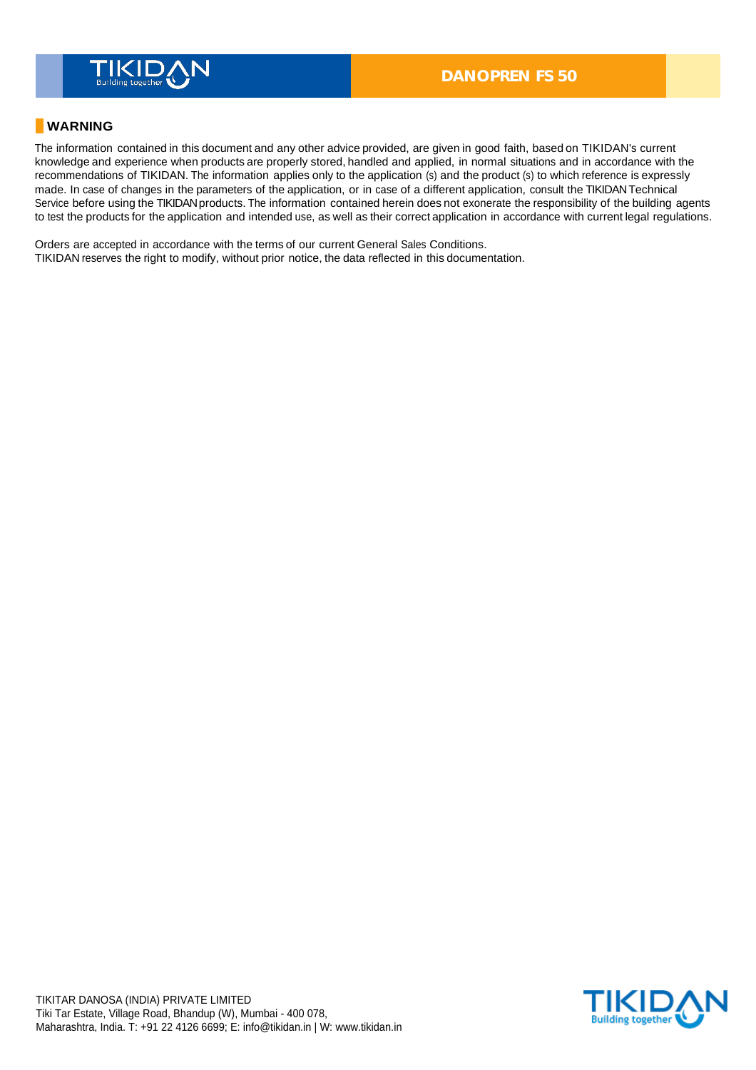## WARNING

The information contained in this document and any other advice provided, are given in good faith, based on TIKIDAN's current knowledge and experience when products are properly stored, handled and applied, in normal situations and in accordance with the recommendations of TIKIDAN. The information applies only to the application (s) and the product (s) to which reference is expressly made. In case of changes in the parameters of the application, or in case of a different application, consult the TIKIDAN Technical Service before using the TIKIDAN products. The information contained herein does not exonerate the responsibility of the building agents to test the products for the application and intended use, as well as their correct application in accordance with current legal regulations.

Orders are accepted in accordance with the terms of our current General Sales Conditions.
TIKIDAN reserves the right to modify, without prior notice, the data reflected in this documentation.

TIKITAR DANOSA (INDIA) PRIVATE LIMITED
Tiki Tar Estate, Village Road, Bhandup (W), Mumbai - 400 078,
Maharashtra, India. T: +91 22 4126 6699; E: info@tikidan.in | W: www.tikidan.in